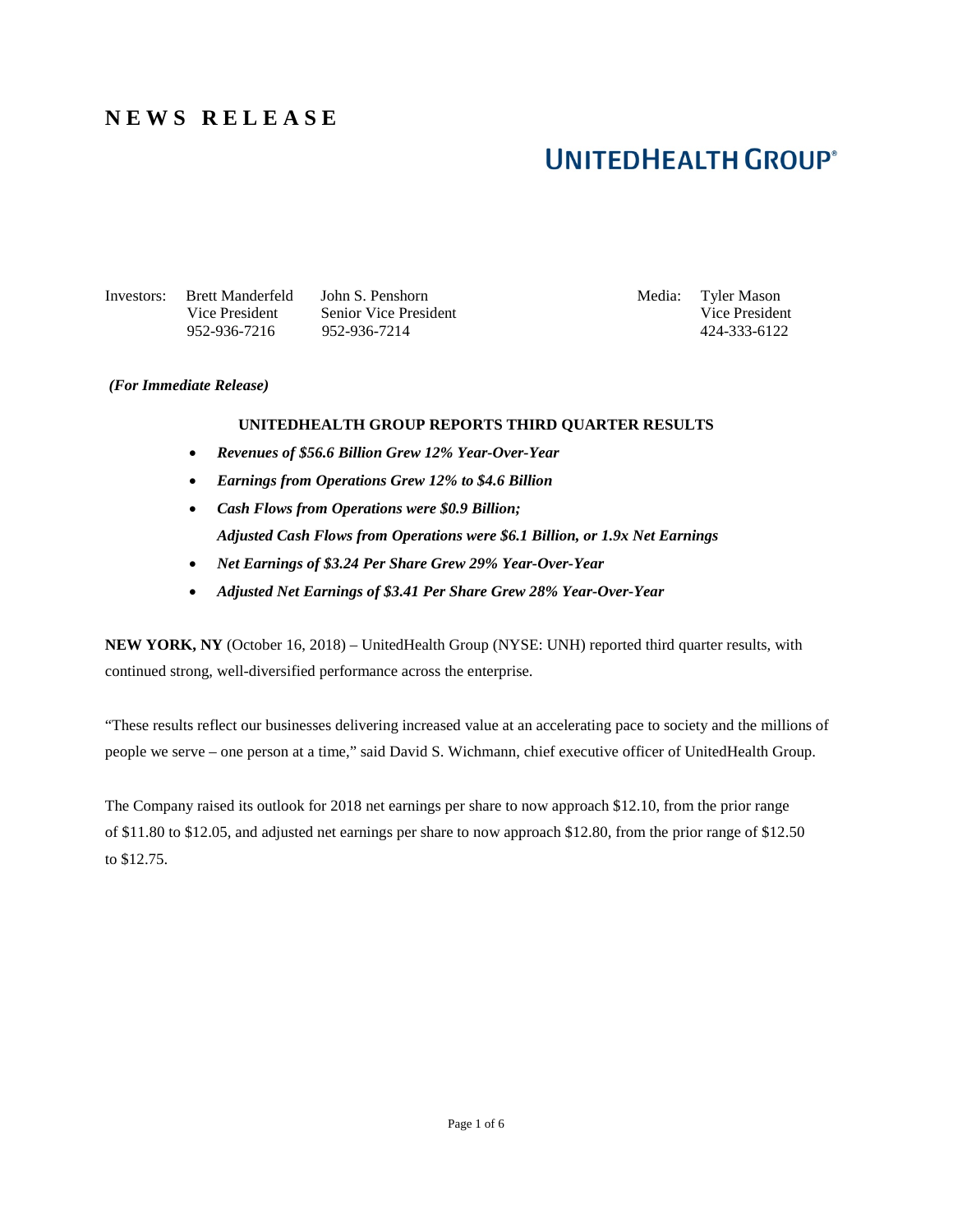# NEWS RELEASE

**UNITEDHEALTH GROUP®**

| Investors: | Brett Manderfeld | John S. Penshorn | Media: | Tyler Mason |
|---|---|---|---|---|
| | Vice President | Senior Vice President | | Vice President |
| | 952-936-7216 | 952-936-7214 | | 424-333-6122 |

***(For Immediate Release)***

## UNITEDHEALTH GROUP REPORTS THIRD QUARTER RESULTS

- ***Revenues of $56.6 Billion Grew 12% Year-Over-Year***
- ***Earnings from Operations Grew 12% to $4.6 Billion***
- ***Cash Flows from Operations were $0.9 Billion;***
  ***Adjusted Cash Flows from Operations were $6.1 Billion, or 1.9x Net Earnings***
- ***Net Earnings of $3.24 Per Share Grew 29% Year-Over-Year***
- ***Adjusted Net Earnings of $3.41 Per Share Grew 28% Year-Over-Year***

**NEW YORK, NY** (October 16, 2018) – UnitedHealth Group (NYSE: UNH) reported third quarter results, with continued strong, well-diversified performance across the enterprise.

"These results reflect our businesses delivering increased value at an accelerating pace to society and the millions of people we serve – one person at a time," said David S. Wichmann, chief executive officer of UnitedHealth Group.

The Company raised its outlook for 2018 net earnings per share to now approach $12.10, from the prior range of $11.80 to $12.05, and adjusted net earnings per share to now approach $12.80, from the prior range of $12.50 to $12.75.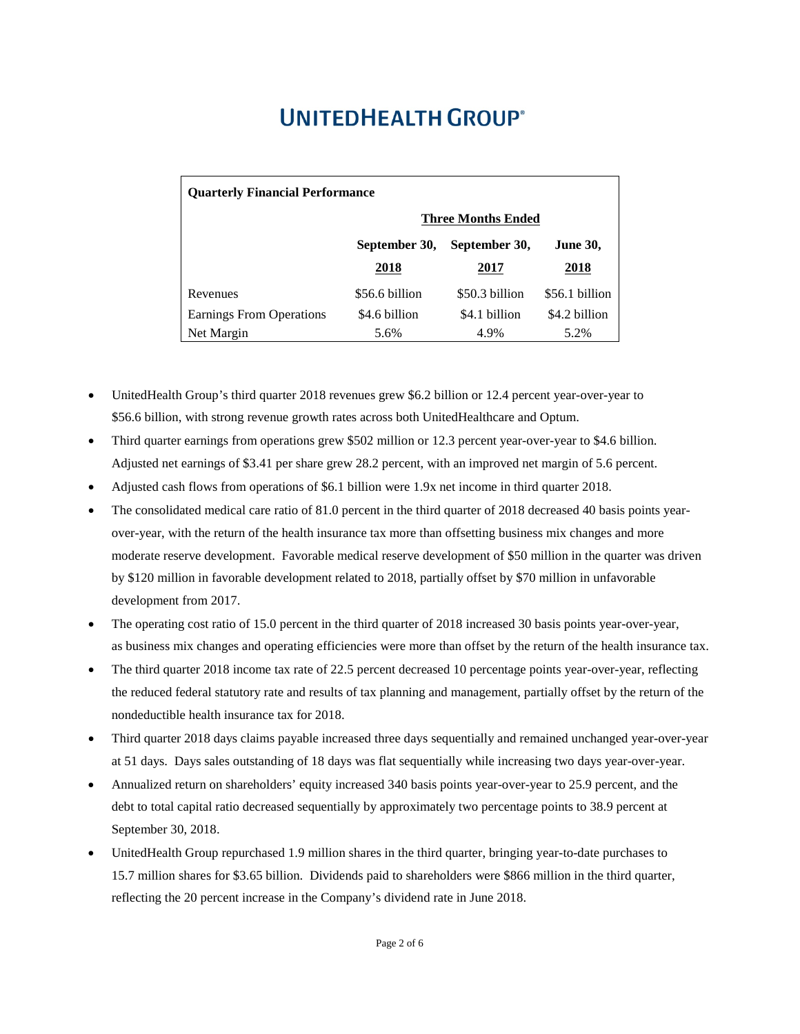# UNITEDHEALTH GROUP®

| Quarterly Financial Performance | | | |
|---|---|---|---|
| | Three Months Ended | | |
| | September 30, 2018 | September 30, 2017 | June 30, 2018 |
| Revenues | $56.6 billion | $50.3 billion | $56.1 billion |
| Earnings From Operations | $4.6 billion | $4.1 billion | $4.2 billion |
| Net Margin | 5.6% | 4.9% | 5.2% |

- UnitedHealth Group's third quarter 2018 revenues grew $6.2 billion or 12.4 percent year-over-year to $56.6 billion, with strong revenue growth rates across both UnitedHealthcare and Optum.
- Third quarter earnings from operations grew $502 million or 12.3 percent year-over-year to $4.6 billion. Adjusted net earnings of $3.41 per share grew 28.2 percent, with an improved net margin of 5.6 percent.
- Adjusted cash flows from operations of $6.1 billion were 1.9x net income in third quarter 2018.
- The consolidated medical care ratio of 81.0 percent in the third quarter of 2018 decreased 40 basis points year-over-year, with the return of the health insurance tax more than offsetting business mix changes and more moderate reserve development. Favorable medical reserve development of $50 million in the quarter was driven by $120 million in favorable development related to 2018, partially offset by $70 million in unfavorable development from 2017.
- The operating cost ratio of 15.0 percent in the third quarter of 2018 increased 30 basis points year-over-year, as business mix changes and operating efficiencies were more than offset by the return of the health insurance tax.
- The third quarter 2018 income tax rate of 22.5 percent decreased 10 percentage points year-over-year, reflecting the reduced federal statutory rate and results of tax planning and management, partially offset by the return of the nondeductible health insurance tax for 2018.
- Third quarter 2018 days claims payable increased three days sequentially and remained unchanged year-over-year at 51 days. Days sales outstanding of 18 days was flat sequentially while increasing two days year-over-year.
- Annualized return on shareholders' equity increased 340 basis points year-over-year to 25.9 percent, and the debt to total capital ratio decreased sequentially by approximately two percentage points to 38.9 percent at September 30, 2018.
- UnitedHealth Group repurchased 1.9 million shares in the third quarter, bringing year-to-date purchases to 15.7 million shares for $3.65 billion. Dividends paid to shareholders were $866 million in the third quarter, reflecting the 20 percent increase in the Company's dividend rate in June 2018.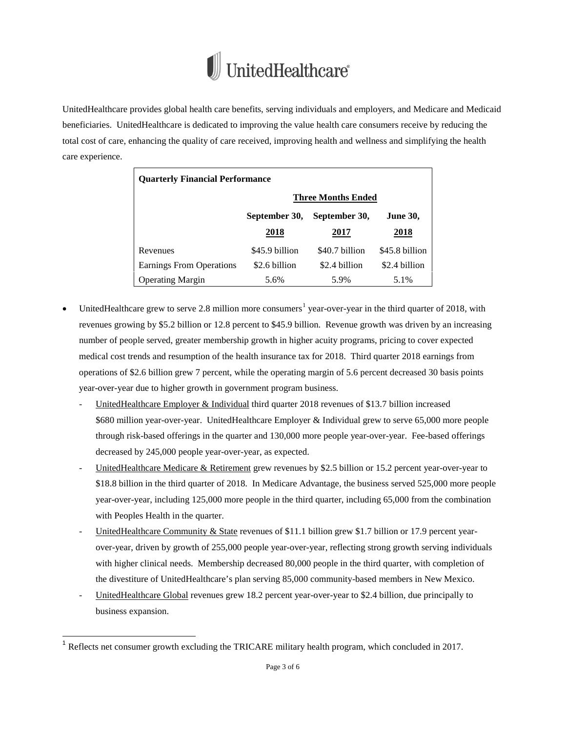# UnitedHealthcare

UnitedHealthcare provides global health care benefits, serving individuals and employers, and Medicare and Medicaid beneficiaries. UnitedHealthcare is dedicated to improving the value health care consumers receive by reducing the total cost of care, enhancing the quality of care received, improving health and wellness and simplifying the health care experience.

| **Quarterly Financial Performance** | | | |
|---|---|---|---|
| | **Three Months Ended** | | |
| | **September 30, 2018** | **September 30, 2017** | **June 30, 2018** |
| Revenues | $45.9 billion | $40.7 billion | $45.8 billion |
| Earnings From Operations | $2.6 billion | $2.4 billion | $2.4 billion |
| Operating Margin | 5.6% | 5.9% | 5.1% |

- UnitedHealthcare grew to serve 2.8 million more consumers[1] year-over-year in the third quarter of 2018, with revenues growing by $5.2 billion or 12.8 percent to $45.9 billion. Revenue growth was driven by an increasing number of people served, greater membership growth in higher acuity programs, pricing to cover expected medical cost trends and resumption of the health insurance tax for 2018. Third quarter 2018 earnings from operations of $2.6 billion grew 7 percent, while the operating margin of 5.6 percent decreased 30 basis points year-over-year due to higher growth in government program business.
  - UnitedHealthcare Employer & Individual third quarter 2018 revenues of $13.7 billion increased $680 million year-over-year. UnitedHealthcare Employer & Individual grew to serve 65,000 more people through risk-based offerings in the quarter and 130,000 more people year-over-year. Fee-based offerings decreased by 245,000 people year-over-year, as expected.
  - UnitedHealthcare Medicare & Retirement grew revenues by $2.5 billion or 15.2 percent year-over-year to $18.8 billion in the third quarter of 2018. In Medicare Advantage, the business served 525,000 more people year-over-year, including 125,000 more people in the third quarter, including 65,000 from the combination with Peoples Health in the quarter.
  - UnitedHealthcare Community & State revenues of $11.1 billion grew $1.7 billion or 17.9 percent year-over-year, driven by growth of 255,000 people year-over-year, reflecting strong growth serving individuals with higher clinical needs. Membership decreased 80,000 people in the third quarter, with completion of the divestiture of UnitedHealthcare's plan serving 85,000 community-based members in New Mexico.
  - UnitedHealthcare Global revenues grew 18.2 percent year-over-year to $2.4 billion, due principally to business expansion.

[1] Reflects net consumer growth excluding the TRICARE military health program, which concluded in 2017.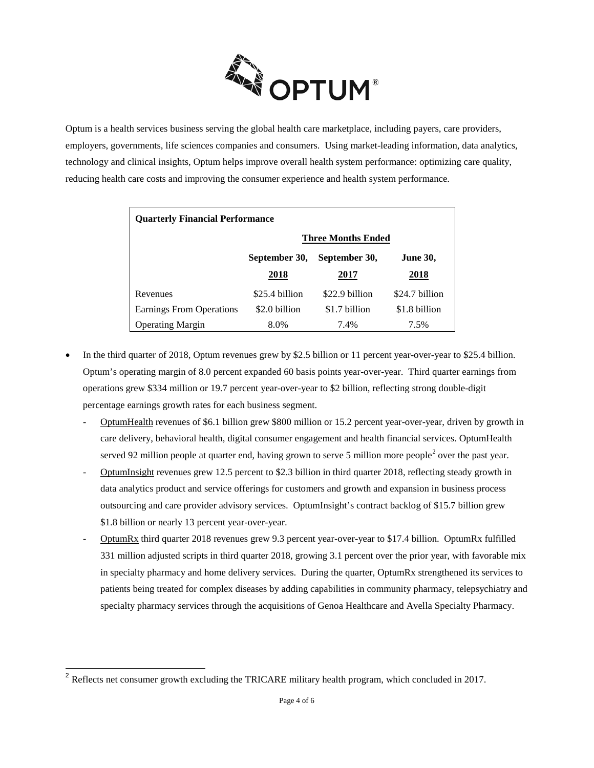# OPTUM®

Optum is a health services business serving the global health care marketplace, including payers, care providers, employers, governments, life sciences companies and consumers. Using market-leading information, data analytics, technology and clinical insights, Optum helps improve overall health system performance: optimizing care quality, reducing health care costs and improving the consumer experience and health system performance.

| **Quarterly Financial Performance** | | | |
|---|---|---|---|
| | **Three Months Ended** | | |
| | **September 30, 2018** | **September 30, 2017** | **June 30, 2018** |
| Revenues | \$25.4 billion | \$22.9 billion | \$24.7 billion |
| Earnings From Operations | \$2.0 billion | \$1.7 billion | \$1.8 billion |
| Operating Margin | 8.0% | 7.4% | 7.5% |

- In the third quarter of 2018, Optum revenues grew by \$2.5 billion or 11 percent year-over-year to \$25.4 billion. Optum's operating margin of 8.0 percent expanded 60 basis points year-over-year. Third quarter earnings from operations grew \$334 million or 19.7 percent year-over-year to \$2 billion, reflecting strong double-digit percentage earnings growth rates for each business segment.
  - OptumHealth revenues of \$6.1 billion grew \$800 million or 15.2 percent year-over-year, driven by growth in care delivery, behavioral health, digital consumer engagement and health financial services. OptumHealth served 92 million people at quarter end, having grown to serve 5 million more people[2] over the past year.
  - OptumInsight revenues grew 12.5 percent to \$2.3 billion in third quarter 2018, reflecting steady growth in data analytics product and service offerings for customers and growth and expansion in business process outsourcing and care provider advisory services. OptumInsight's contract backlog of \$15.7 billion grew \$1.8 billion or nearly 13 percent year-over-year.
  - OptumRx third quarter 2018 revenues grew 9.3 percent year-over-year to \$17.4 billion. OptumRx fulfilled 331 million adjusted scripts in third quarter 2018, growing 3.1 percent over the prior year, with favorable mix in specialty pharmacy and home delivery services. During the quarter, OptumRx strengthened its services to patients being treated for complex diseases by adding capabilities in community pharmacy, telepsychiatry and specialty pharmacy services through the acquisitions of Genoa Healthcare and Avella Specialty Pharmacy.

---

[2] Reflects net consumer growth excluding the TRICARE military health program, which concluded in 2017.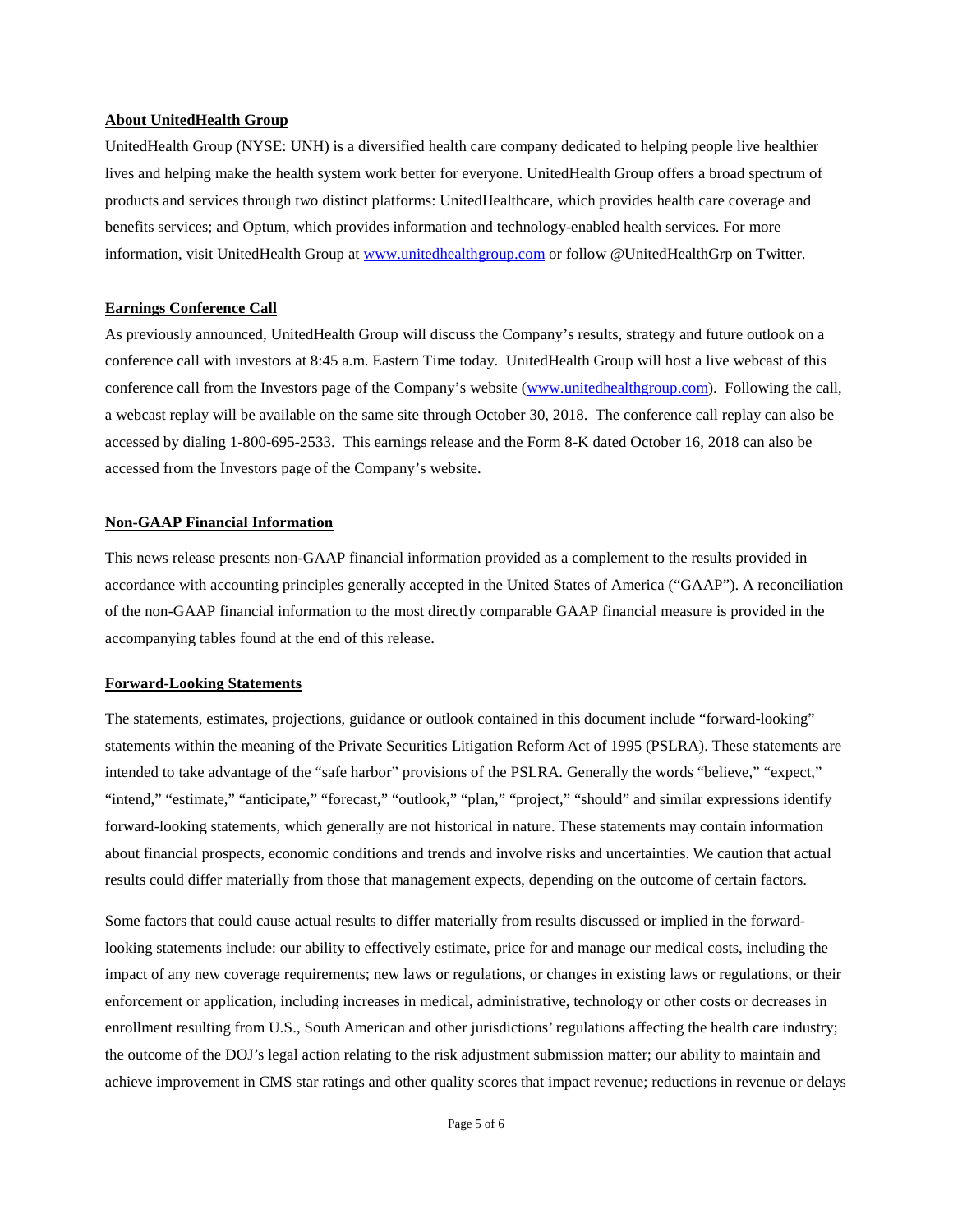## About UnitedHealth Group

UnitedHealth Group (NYSE: UNH) is a diversified health care company dedicated to helping people live healthier lives and helping make the health system work better for everyone. UnitedHealth Group offers a broad spectrum of products and services through two distinct platforms: UnitedHealthcare, which provides health care coverage and benefits services; and Optum, which provides information and technology-enabled health services. For more information, visit UnitedHealth Group at www.unitedhealthgroup.com or follow @UnitedHealthGrp on Twitter.

## Earnings Conference Call

As previously announced, UnitedHealth Group will discuss the Company's results, strategy and future outlook on a conference call with investors at 8:45 a.m. Eastern Time today. UnitedHealth Group will host a live webcast of this conference call from the Investors page of the Company's website (www.unitedhealthgroup.com). Following the call, a webcast replay will be available on the same site through October 30, 2018. The conference call replay can also be accessed by dialing 1-800-695-2533. This earnings release and the Form 8-K dated October 16, 2018 can also be accessed from the Investors page of the Company's website.

## Non-GAAP Financial Information

This news release presents non-GAAP financial information provided as a complement to the results provided in accordance with accounting principles generally accepted in the United States of America ("GAAP"). A reconciliation of the non-GAAP financial information to the most directly comparable GAAP financial measure is provided in the accompanying tables found at the end of this release.

## Forward-Looking Statements

The statements, estimates, projections, guidance or outlook contained in this document include "forward-looking" statements within the meaning of the Private Securities Litigation Reform Act of 1995 (PSLRA). These statements are intended to take advantage of the "safe harbor" provisions of the PSLRA. Generally the words "believe," "expect," "intend," "estimate," "anticipate," "forecast," "outlook," "plan," "project," "should" and similar expressions identify forward-looking statements, which generally are not historical in nature. These statements may contain information about financial prospects, economic conditions and trends and involve risks and uncertainties. We caution that actual results could differ materially from those that management expects, depending on the outcome of certain factors.

Some factors that could cause actual results to differ materially from results discussed or implied in the forward-looking statements include: our ability to effectively estimate, price for and manage our medical costs, including the impact of any new coverage requirements; new laws or regulations, or changes in existing laws or regulations, or their enforcement or application, including increases in medical, administrative, technology or other costs or decreases in enrollment resulting from U.S., South American and other jurisdictions' regulations affecting the health care industry; the outcome of the DOJ's legal action relating to the risk adjustment submission matter; our ability to maintain and achieve improvement in CMS star ratings and other quality scores that impact revenue; reductions in revenue or delays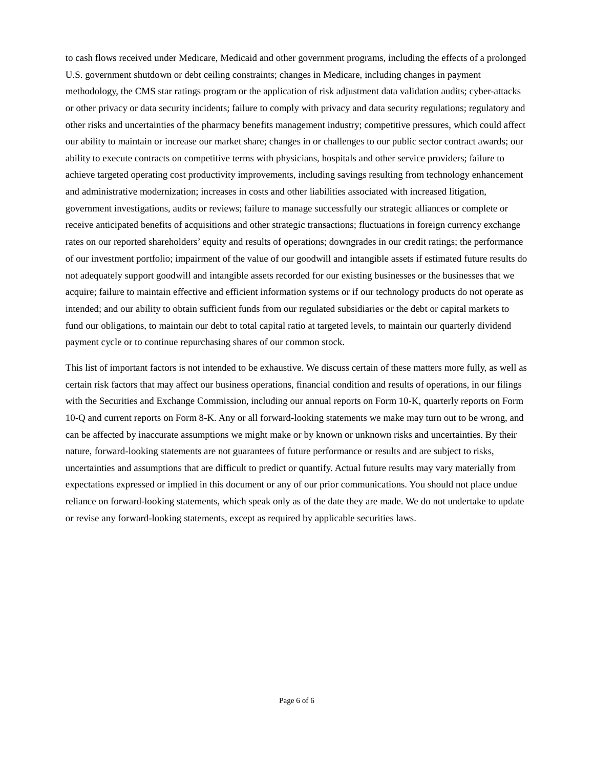to cash flows received under Medicare, Medicaid and other government programs, including the effects of a prolonged U.S. government shutdown or debt ceiling constraints; changes in Medicare, including changes in payment methodology, the CMS star ratings program or the application of risk adjustment data validation audits; cyber-attacks or other privacy or data security incidents; failure to comply with privacy and data security regulations; regulatory and other risks and uncertainties of the pharmacy benefits management industry; competitive pressures, which could affect our ability to maintain or increase our market share; changes in or challenges to our public sector contract awards; our ability to execute contracts on competitive terms with physicians, hospitals and other service providers; failure to achieve targeted operating cost productivity improvements, including savings resulting from technology enhancement and administrative modernization; increases in costs and other liabilities associated with increased litigation, government investigations, audits or reviews; failure to manage successfully our strategic alliances or complete or receive anticipated benefits of acquisitions and other strategic transactions; fluctuations in foreign currency exchange rates on our reported shareholders' equity and results of operations; downgrades in our credit ratings; the performance of our investment portfolio; impairment of the value of our goodwill and intangible assets if estimated future results do not adequately support goodwill and intangible assets recorded for our existing businesses or the businesses that we acquire; failure to maintain effective and efficient information systems or if our technology products do not operate as intended; and our ability to obtain sufficient funds from our regulated subsidiaries or the debt or capital markets to fund our obligations, to maintain our debt to total capital ratio at targeted levels, to maintain our quarterly dividend payment cycle or to continue repurchasing shares of our common stock.

This list of important factors is not intended to be exhaustive. We discuss certain of these matters more fully, as well as certain risk factors that may affect our business operations, financial condition and results of operations, in our filings with the Securities and Exchange Commission, including our annual reports on Form 10-K, quarterly reports on Form 10-Q and current reports on Form 8-K. Any or all forward-looking statements we make may turn out to be wrong, and can be affected by inaccurate assumptions we might make or by known or unknown risks and uncertainties. By their nature, forward-looking statements are not guarantees of future performance or results and are subject to risks, uncertainties and assumptions that are difficult to predict or quantify. Actual future results may vary materially from expectations expressed or implied in this document or any of our prior communications. You should not place undue reliance on forward-looking statements, which speak only as of the date they are made. We do not undertake to update or revise any forward-looking statements, except as required by applicable securities laws.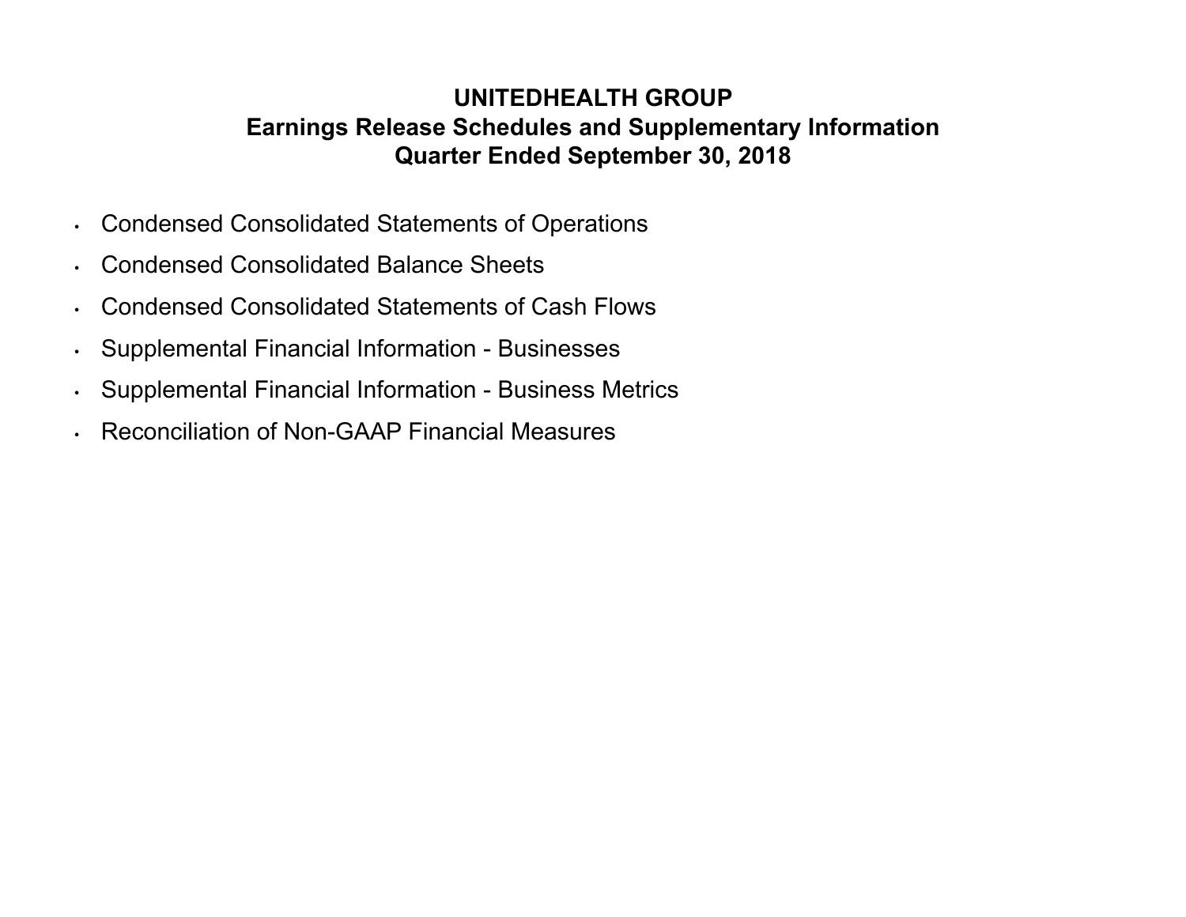# UNITEDHEALTH GROUP
## Earnings Release Schedules and Supplementary Information
## Quarter Ended September 30, 2018

- Condensed Consolidated Statements of Operations
- Condensed Consolidated Balance Sheets
- Condensed Consolidated Statements of Cash Flows
- Supplemental Financial Information - Businesses
- Supplemental Financial Information - Business Metrics
- Reconciliation of Non-GAAP Financial Measures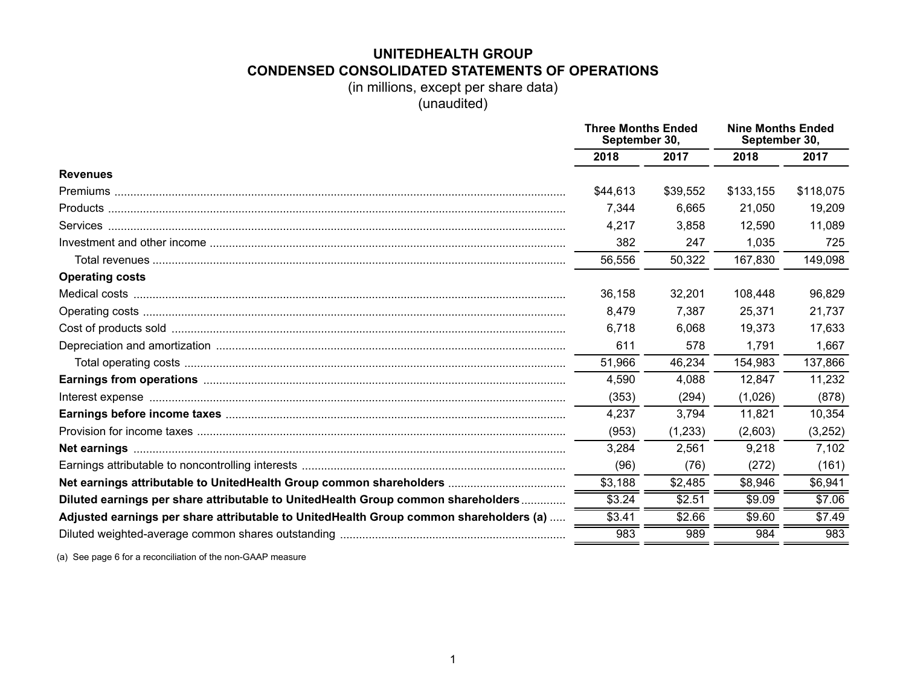# UNITEDHEALTH GROUP

## CONDENSED CONSOLIDATED STATEMENTS OF OPERATIONS

(in millions, except per share data)
(unaudited)

| | Three Months Ended September 30, | | Nine Months Ended September 30, | |
|---|---|---|---|---|
| | 2018 | 2017 | 2018 | 2017 |
| **Revenues** | | | | |
| Premiums | $44,613 | $39,552 | $133,155 | $118,075 |
| Products | 7,344 | 6,665 | 21,050 | 19,209 |
| Services | 4,217 | 3,858 | 12,590 | 11,089 |
| Investment and other income | 382 | 247 | 1,035 | 725 |
| Total revenues | 56,556 | 50,322 | 167,830 | 149,098 |
| **Operating costs** | | | | |
| Medical costs | 36,158 | 32,201 | 108,448 | 96,829 |
| Operating costs | 8,479 | 7,387 | 25,371 | 21,737 |
| Cost of products sold | 6,718 | 6,068 | 19,373 | 17,633 |
| Depreciation and amortization | 611 | 578 | 1,791 | 1,667 |
| Total operating costs | 51,966 | 46,234 | 154,983 | 137,866 |
| **Earnings from operations** | 4,590 | 4,088 | 12,847 | 11,232 |
| Interest expense | (353) | (294) | (1,026) | (878) |
| **Earnings before income taxes** | 4,237 | 3,794 | 11,821 | 10,354 |
| Provision for income taxes | (953) | (1,233) | (2,603) | (3,252) |
| **Net earnings** | 3,284 | 2,561 | 9,218 | 7,102 |
| Earnings attributable to noncontrolling interests | (96) | (76) | (272) | (161) |
| **Net earnings attributable to UnitedHealth Group common shareholders** | $3,188 | $2,485 | $8,946 | $6,941 |
| **Diluted earnings per share attributable to UnitedHealth Group common shareholders** | $3.24 | $2.51 | $9.09 | $7.06 |
| **Adjusted earnings per share attributable to UnitedHealth Group common shareholders (a)** | $3.41 | $2.66 | $9.60 | $7.49 |
| Diluted weighted-average common shares outstanding | 983 | 989 | 984 | 983 |

(a) See page 6 for a reconciliation of the non-GAAP measure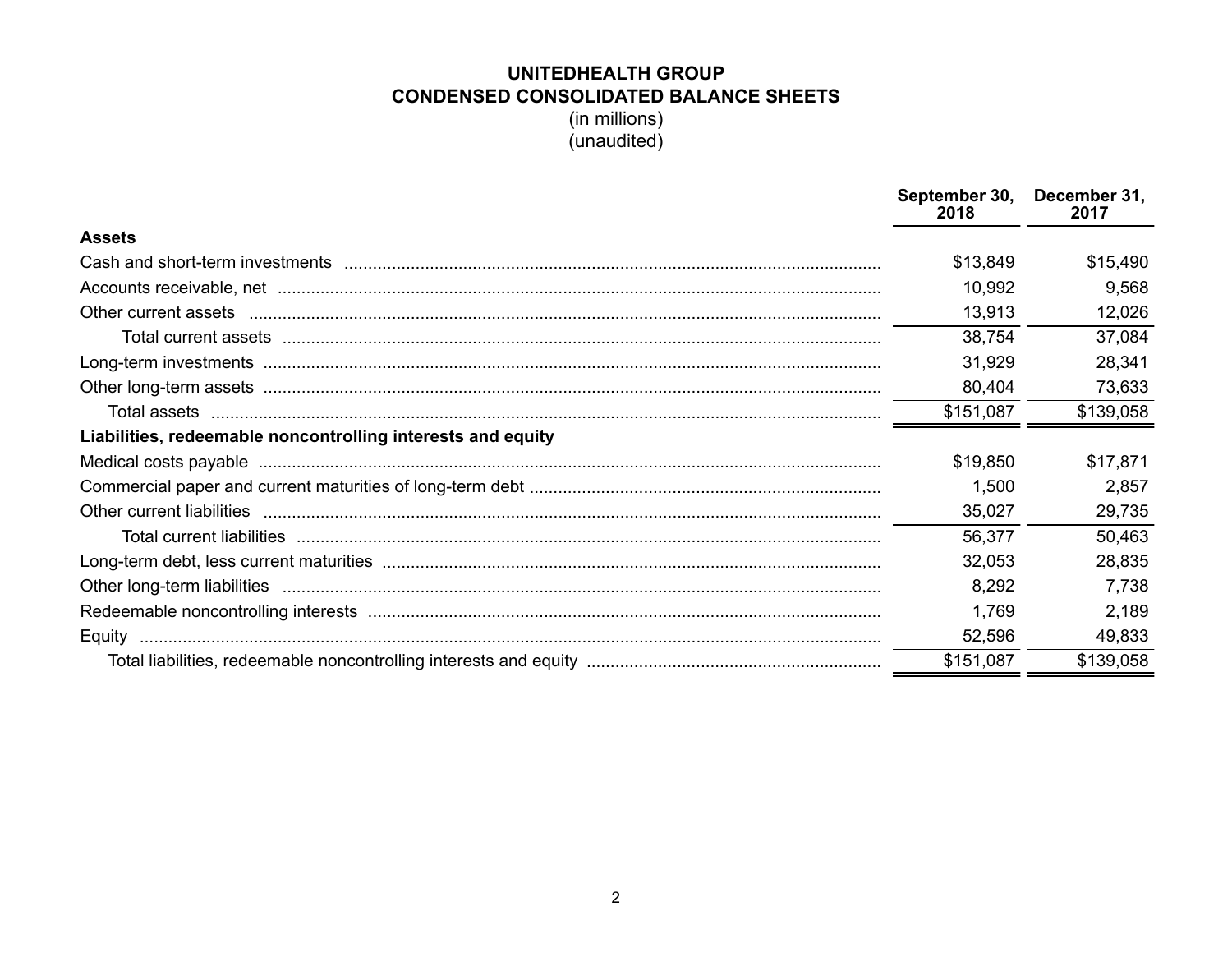# UNITEDHEALTH GROUP

## CONDENSED CONSOLIDATED BALANCE SHEETS

(in millions)

(unaudited)

| | September 30, 2018 | December 31, 2017 |
|---|---|---|
| **Assets** | | |
| Cash and short-term investments | $13,849 | $15,490 |
| Accounts receivable, net | 10,992 | 9,568 |
| Other current assets | 13,913 | 12,026 |
| Total current assets | 38,754 | 37,084 |
| Long-term investments | 31,929 | 28,341 |
| Other long-term assets | 80,404 | 73,633 |
| Total assets | $151,087 | $139,058 |
| **Liabilities, redeemable noncontrolling interests and equity** | | |
| Medical costs payable | $19,850 | $17,871 |
| Commercial paper and current maturities of long-term debt | 1,500 | 2,857 |
| Other current liabilities | 35,027 | 29,735 |
| Total current liabilities | 56,377 | 50,463 |
| Long-term debt, less current maturities | 32,053 | 28,835 |
| Other long-term liabilities | 8,292 | 7,738 |
| Redeemable noncontrolling interests | 1,769 | 2,189 |
| Equity | 52,596 | 49,833 |
| Total liabilities, redeemable noncontrolling interests and equity | $151,087 | $139,058 |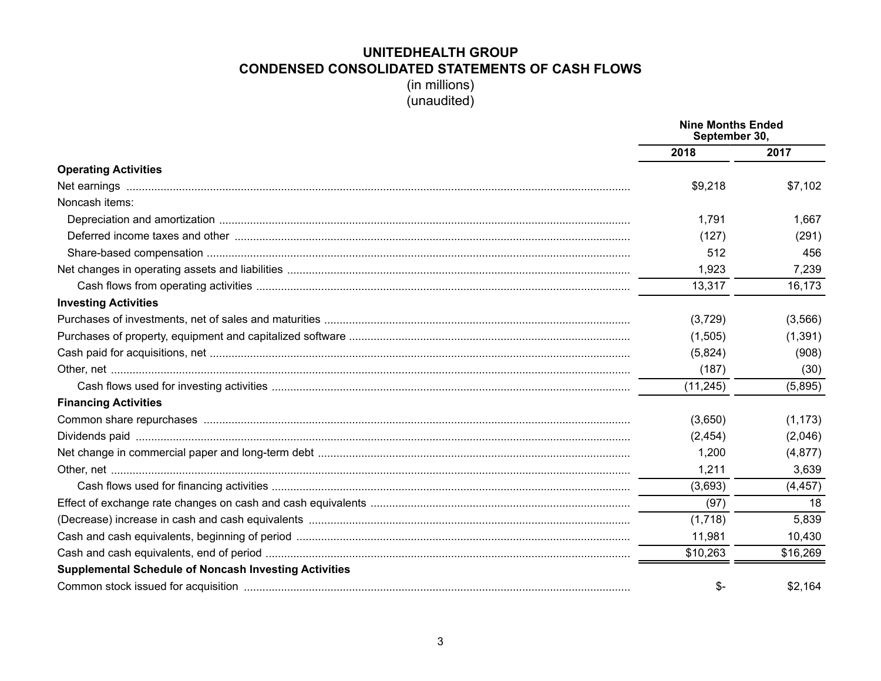# UNITEDHEALTH GROUP

## CONDENSED CONSOLIDATED STATEMENTS OF CASH FLOWS

(in millions)
(unaudited)

| | Nine Months Ended September 30, | |
|---|---|---|
| | 2018 | 2017 |
| **Operating Activities** | | |
| Net earnings | $9,218 | $7,102 |
| Noncash items: | | |
| Depreciation and amortization | 1,791 | 1,667 |
| Deferred income taxes and other | (127) | (291) |
| Share-based compensation | 512 | 456 |
| Net changes in operating assets and liabilities | 1,923 | 7,239 |
| Cash flows from operating activities | 13,317 | 16,173 |
| **Investing Activities** | | |
| Purchases of investments, net of sales and maturities | (3,729) | (3,566) |
| Purchases of property, equipment and capitalized software | (1,505) | (1,391) |
| Cash paid for acquisitions, net | (5,824) | (908) |
| Other, net | (187) | (30) |
| Cash flows used for investing activities | (11,245) | (5,895) |
| **Financing Activities** | | |
| Common share repurchases | (3,650) | (1,173) |
| Dividends paid | (2,454) | (2,046) |
| Net change in commercial paper and long-term debt | 1,200 | (4,877) |
| Other, net | 1,211 | 3,639 |
| Cash flows used for financing activities | (3,693) | (4,457) |
| Effect of exchange rate changes on cash and cash equivalents | (97) | 18 |
| (Decrease) increase in cash and cash equivalents | (1,718) | 5,839 |
| Cash and cash equivalents, beginning of period | 11,981 | 10,430 |
| Cash and cash equivalents, end of period | $10,263 | $16,269 |
| **Supplemental Schedule of Noncash Investing Activities** | | |
| Common stock issued for acquisition | $- | $2,164 |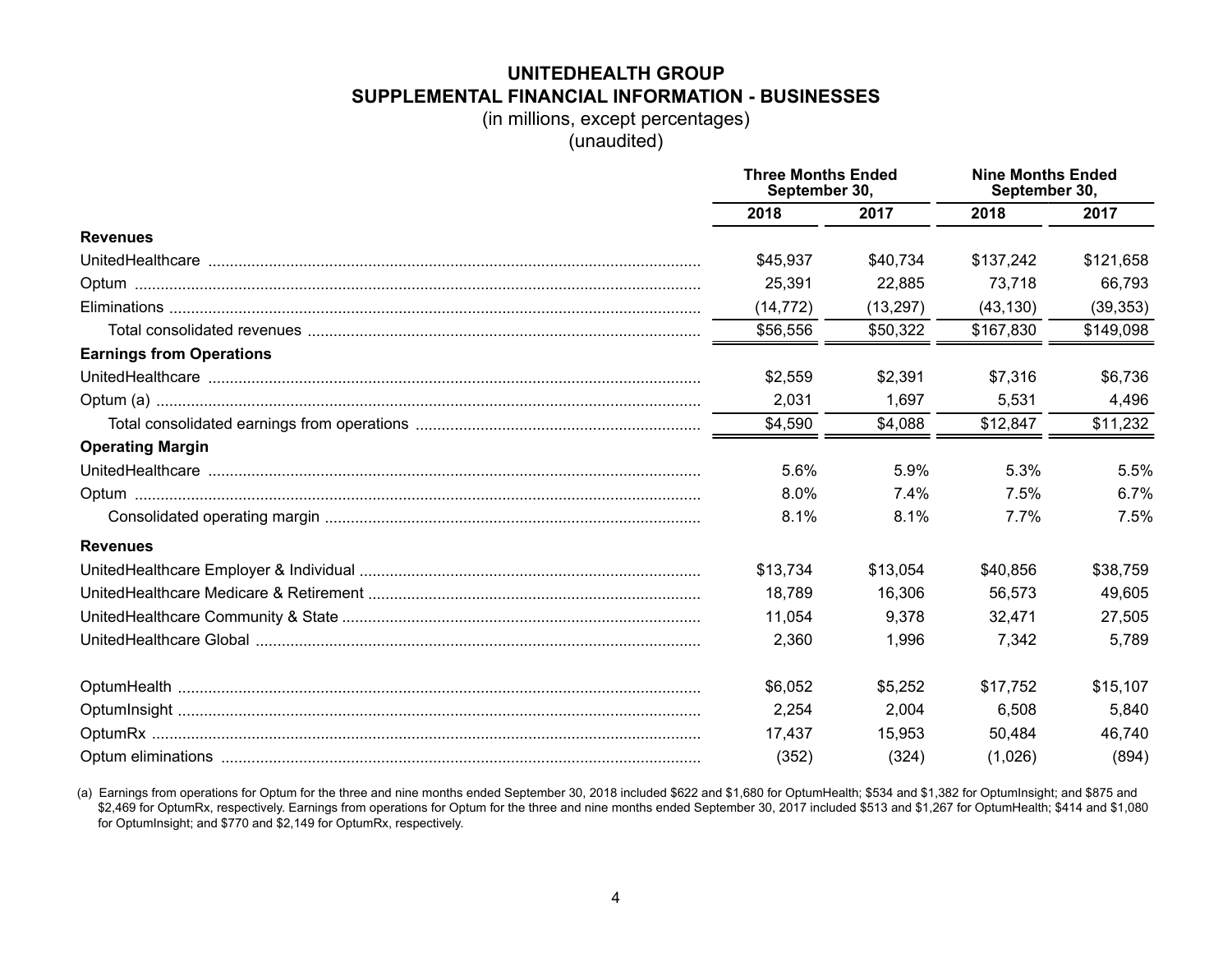# UNITEDHEALTH GROUP
## SUPPLEMENTAL FINANCIAL INFORMATION - BUSINESSES
(in millions, except percentages)
(unaudited)

| | Three Months Ended September 30, | | Nine Months Ended September 30, | |
|---|---|---|---|---|
| | 2018 | 2017 | 2018 | 2017 |
| **Revenues** | | | | |
| UnitedHealthcare | $45,937 | $40,734 | $137,242 | $121,658 |
| Optum | 25,391 | 22,885 | 73,718 | 66,793 |
| Eliminations | (14,772) | (13,297) | (43,130) | (39,353) |
| Total consolidated revenues | $56,556 | $50,322 | $167,830 | $149,098 |
| **Earnings from Operations** | | | | |
| UnitedHealthcare | $2,559 | $2,391 | $7,316 | $6,736 |
| Optum (a) | 2,031 | 1,697 | 5,531 | 4,496 |
| Total consolidated earnings from operations | $4,590 | $4,088 | $12,847 | $11,232 |
| **Operating Margin** | | | | |
| UnitedHealthcare | 5.6% | 5.9% | 5.3% | 5.5% |
| Optum | 8.0% | 7.4% | 7.5% | 6.7% |
| Consolidated operating margin | 8.1% | 8.1% | 7.7% | 7.5% |
| **Revenues** | | | | |
| UnitedHealthcare Employer & Individual | $13,734 | $13,054 | $40,856 | $38,759 |
| UnitedHealthcare Medicare & Retirement | 18,789 | 16,306 | 56,573 | 49,605 |
| UnitedHealthcare Community & State | 11,054 | 9,378 | 32,471 | 27,505 |
| UnitedHealthcare Global | 2,360 | 1,996 | 7,342 | 5,789 |
| | | | | |
| OptumHealth | $6,052 | $5,252 | $17,752 | $15,107 |
| OptumInsight | 2,254 | 2,004 | 6,508 | 5,840 |
| OptumRx | 17,437 | 15,953 | 50,484 | 46,740 |
| Optum eliminations | (352) | (324) | (1,026) | (894) |

(a) Earnings from operations for Optum for the three and nine months ended September 30, 2018 included $622 and $1,680 for OptumHealth; $534 and $1,382 for OptumInsight; and $875 and $2,469 for OptumRx, respectively. Earnings from operations for Optum for the three and nine months ended September 30, 2017 included $513 and $1,267 for OptumHealth; $414 and $1,080 for OptumInsight; and $770 and $2,149 for OptumRx, respectively.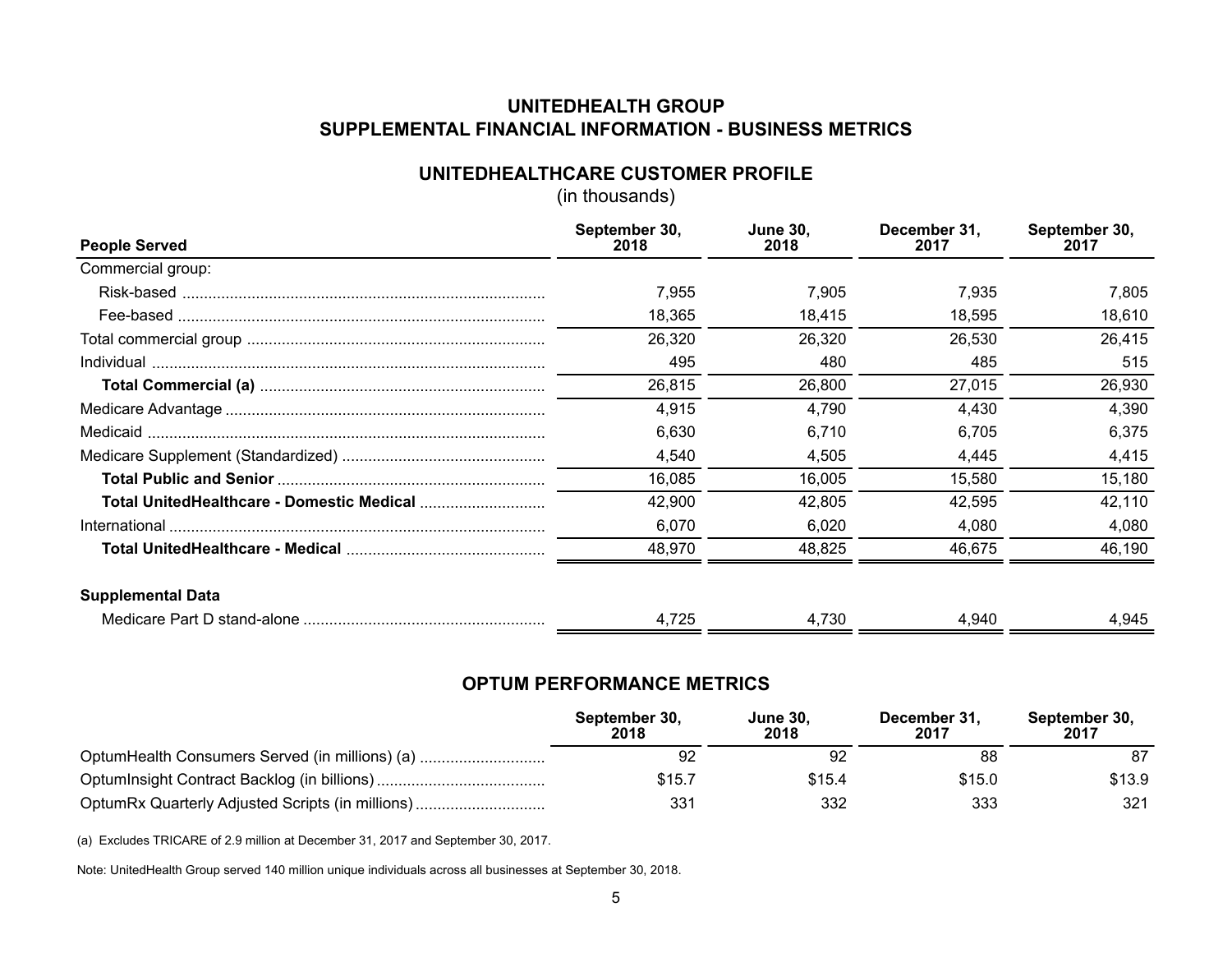# UNITEDHEALTH GROUP
## SUPPLEMENTAL FINANCIAL INFORMATION - BUSINESS METRICS

### UNITEDHEALTHCARE CUSTOMER PROFILE
(in thousands)

| People Served | September 30, 2018 | June 30, 2018 | December 31, 2017 | September 30, 2017 |
|---|---|---|---|---|
| Commercial group: | | | | |
| Risk-based | 7,955 | 7,905 | 7,935 | 7,805 |
| Fee-based | 18,365 | 18,415 | 18,595 | 18,610 |
| Total commercial group | 26,320 | 26,320 | 26,530 | 26,415 |
| Individual | 495 | 480 | 485 | 515 |
| **Total Commercial (a)** | 26,815 | 26,800 | 27,015 | 26,930 |
| Medicare Advantage | 4,915 | 4,790 | 4,430 | 4,390 |
| Medicaid | 6,630 | 6,710 | 6,705 | 6,375 |
| Medicare Supplement (Standardized) | 4,540 | 4,505 | 4,445 | 4,415 |
| **Total Public and Senior** | 16,085 | 16,005 | 15,580 | 15,180 |
| **Total UnitedHealthcare - Domestic Medical** | 42,900 | 42,805 | 42,595 | 42,110 |
| International | 6,070 | 6,020 | 4,080 | 4,080 |
| **Total UnitedHealthcare - Medical** | 48,970 | 48,825 | 46,675 | 46,190 |
| | | | | |
| **Supplemental Data** | | | | |
| Medicare Part D stand-alone | 4,725 | 4,730 | 4,940 | 4,945 |

### OPTUM PERFORMANCE METRICS

| | September 30, 2018 | June 30, 2018 | December 31, 2017 | September 30, 2017 |
|---|---|---|---|---|
| OptumHealth Consumers Served (in millions) (a) | 92 | 92 | 88 | 87 |
| OptumInsight Contract Backlog (in billions) | $15.7 | $15.4 | $15.0 | $13.9 |
| OptumRx Quarterly Adjusted Scripts (in millions) | 331 | 332 | 333 | 321 |

(a) Excludes TRICARE of 2.9 million at December 31, 2017 and September 30, 2017.

Note: UnitedHealth Group served 140 million unique individuals across all businesses at September 30, 2018.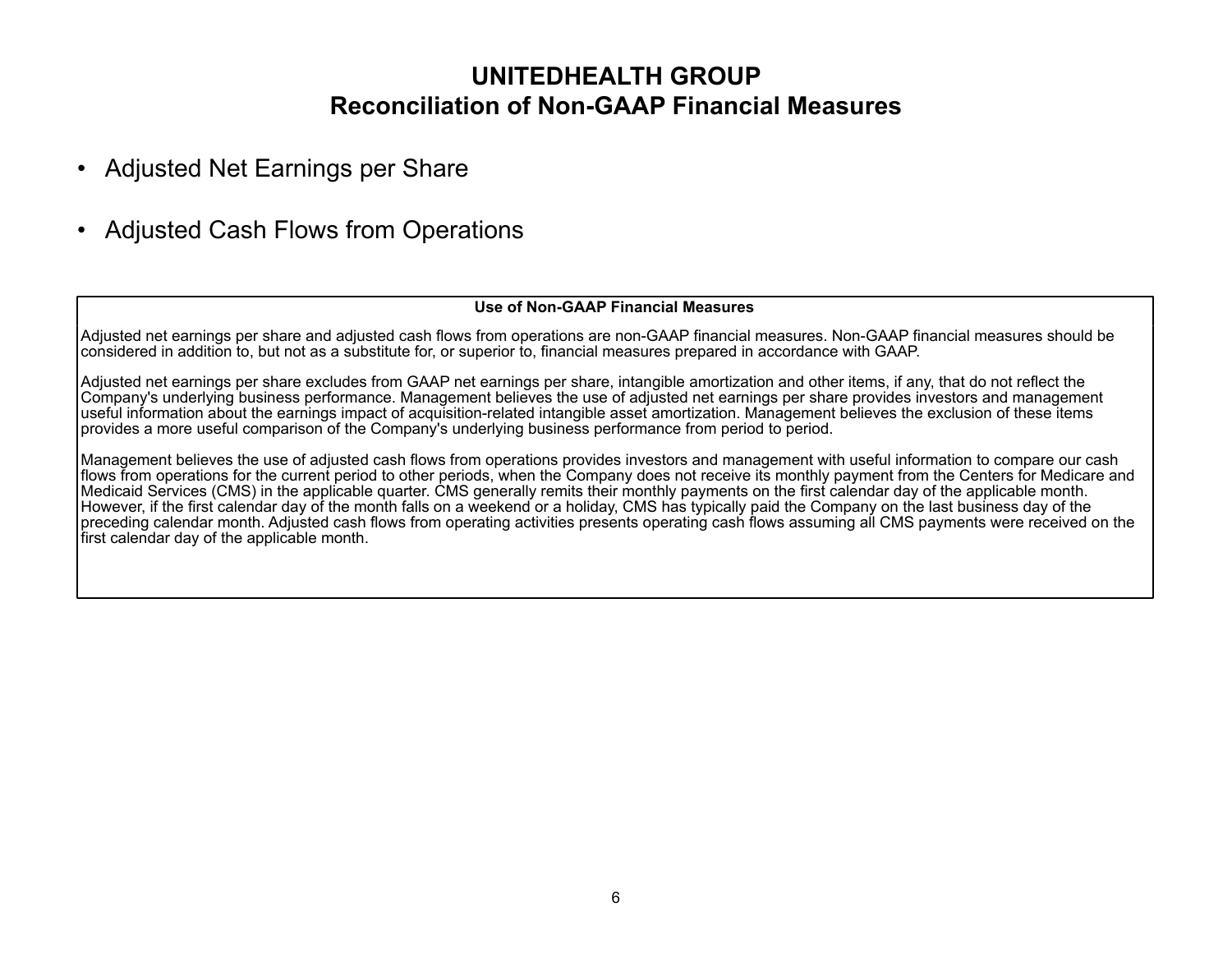# UNITEDHEALTH GROUP
## Reconciliation of Non-GAAP Financial Measures

- Adjusted Net Earnings per Share
- Adjusted Cash Flows from Operations

**Use of Non-GAAP Financial Measures**

Adjusted net earnings per share and adjusted cash flows from operations are non-GAAP financial measures. Non-GAAP financial measures should be considered in addition to, but not as a substitute for, or superior to, financial measures prepared in accordance with GAAP.

Adjusted net earnings per share excludes from GAAP net earnings per share, intangible amortization and other items, if any, that do not reflect the Company's underlying business performance. Management believes the use of adjusted net earnings per share provides investors and management useful information about the earnings impact of acquisition-related intangible asset amortization. Management believes the exclusion of these items provides a more useful comparison of the Company's underlying business performance from period to period.

Management believes the use of adjusted cash flows from operations provides investors and management with useful information to compare our cash flows from operations for the current period to other periods, when the Company does not receive its monthly payment from the Centers for Medicare and Medicaid Services (CMS) in the applicable quarter. CMS generally remits their monthly payments on the first calendar day of the applicable month. However, if the first calendar day of the month falls on a weekend or a holiday, CMS has typically paid the Company on the last business day of the preceding calendar month. Adjusted cash flows from operating activities presents operating cash flows assuming all CMS payments were received on the first calendar day of the applicable month.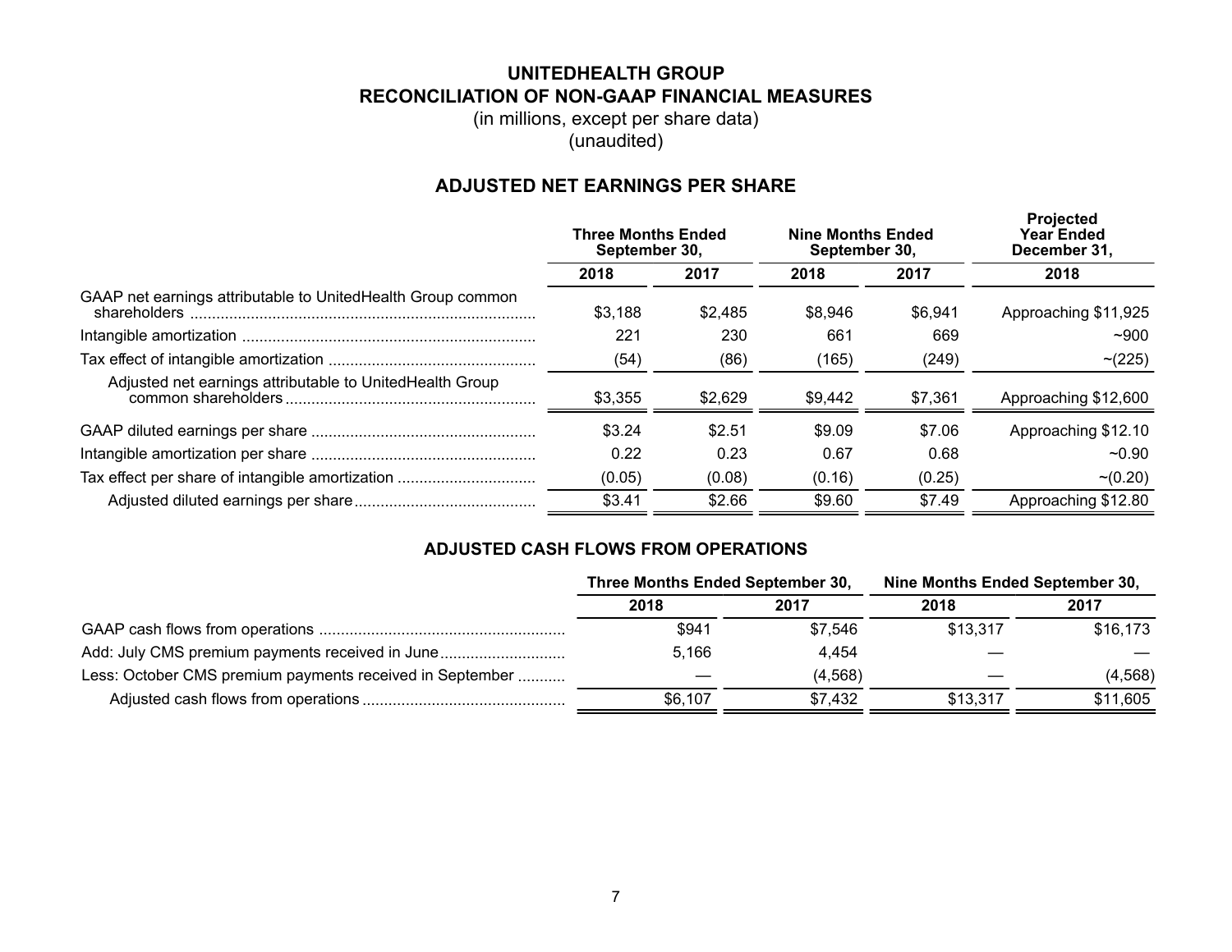# UNITEDHEALTH GROUP
# RECONCILIATION OF NON-GAAP FINANCIAL MEASURES

(in millions, except per share data)
(unaudited)

## ADJUSTED NET EARNINGS PER SHARE

| | Three Months Ended September 30, | | Nine Months Ended September 30, | | Projected Year Ended December 31, |
|---|---|---|---|---|---|
| | 2018 | 2017 | 2018 | 2017 | 2018 |
| GAAP net earnings attributable to UnitedHealth Group common shareholders | $3,188 | $2,485 | $8,946 | $6,941 | Approaching $11,925 |
| Intangible amortization | 221 | 230 | 661 | 669 | ~900 |
| Tax effect of intangible amortization | (54) | (86) | (165) | (249) | ~(225) |
| Adjusted net earnings attributable to UnitedHealth Group common shareholders | $3,355 | $2,629 | $9,442 | $7,361 | Approaching $12,600 |
| GAAP diluted earnings per share | $3.24 | $2.51 | $9.09 | $7.06 | Approaching $12.10 |
| Intangible amortization per share | 0.22 | 0.23 | 0.67 | 0.68 | ~0.90 |
| Tax effect per share of intangible amortization | (0.05) | (0.08) | (0.16) | (0.25) | ~(0.20) |
| Adjusted diluted earnings per share | $3.41 | $2.66 | $9.60 | $7.49 | Approaching $12.80 |

## ADJUSTED CASH FLOWS FROM OPERATIONS

| | Three Months Ended September 30, | | Nine Months Ended September 30, | |
|---|---|---|---|---|
| | 2018 | 2017 | 2018 | 2017 |
| GAAP cash flows from operations | $941 | $7,546 | $13,317 | $16,173 |
| Add: July CMS premium payments received in June | 5,166 | 4,454 | — | — |
| Less: October CMS premium payments received in September | — | (4,568) | — | (4,568) |
| Adjusted cash flows from operations | $6,107 | $7,432 | $13,317 | $11,605 |